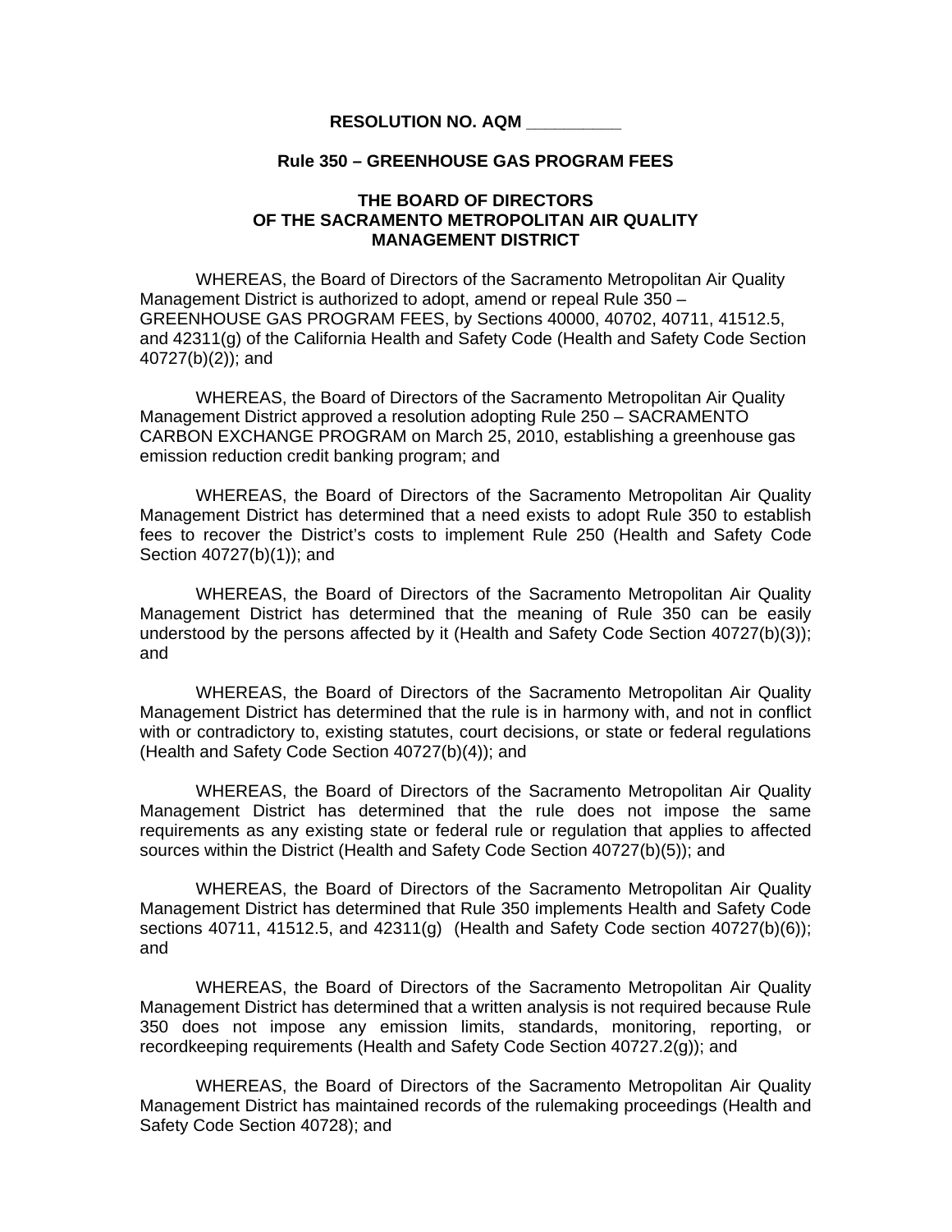**RESOLUTION NO. AQM __________**

**Rule 350 – GREENHOUSE GAS PROGRAM FEES**

**THE BOARD OF DIRECTORS
OF THE SACRAMENTO METROPOLITAN AIR QUALITY
MANAGEMENT DISTRICT**

WHEREAS, the Board of Directors of the Sacramento Metropolitan Air Quality Management District is authorized to adopt, amend or repeal Rule 350 – GREENHOUSE GAS PROGRAM FEES, by Sections 40000, 40702, 40711, 41512.5, and 42311(g) of the California Health and Safety Code (Health and Safety Code Section 40727(b)(2)); and

WHEREAS, the Board of Directors of the Sacramento Metropolitan Air Quality Management District approved a resolution adopting Rule 250 – SACRAMENTO CARBON EXCHANGE PROGRAM on March 25, 2010, establishing a greenhouse gas emission reduction credit banking program; and

WHEREAS, the Board of Directors of the Sacramento Metropolitan Air Quality Management District has determined that a need exists to adopt Rule 350 to establish fees to recover the District's costs to implement Rule 250 (Health and Safety Code Section 40727(b)(1)); and

WHEREAS, the Board of Directors of the Sacramento Metropolitan Air Quality Management District has determined that the meaning of Rule 350 can be easily understood by the persons affected by it (Health and Safety Code Section 40727(b)(3)); and

WHEREAS, the Board of Directors of the Sacramento Metropolitan Air Quality Management District has determined that the rule is in harmony with, and not in conflict with or contradictory to, existing statutes, court decisions, or state or federal regulations (Health and Safety Code Section 40727(b)(4)); and

WHEREAS, the Board of Directors of the Sacramento Metropolitan Air Quality Management District has determined that the rule does not impose the same requirements as any existing state or federal rule or regulation that applies to affected sources within the District (Health and Safety Code Section 40727(b)(5)); and

WHEREAS, the Board of Directors of the Sacramento Metropolitan Air Quality Management District has determined that Rule 350 implements Health and Safety Code sections 40711, 41512.5, and 42311(g) (Health and Safety Code section 40727(b)(6)); and

WHEREAS, the Board of Directors of the Sacramento Metropolitan Air Quality Management District has determined that a written analysis is not required because Rule 350 does not impose any emission limits, standards, monitoring, reporting, or recordkeeping requirements (Health and Safety Code Section 40727.2(g)); and

WHEREAS, the Board of Directors of the Sacramento Metropolitan Air Quality Management District has maintained records of the rulemaking proceedings (Health and Safety Code Section 40728); and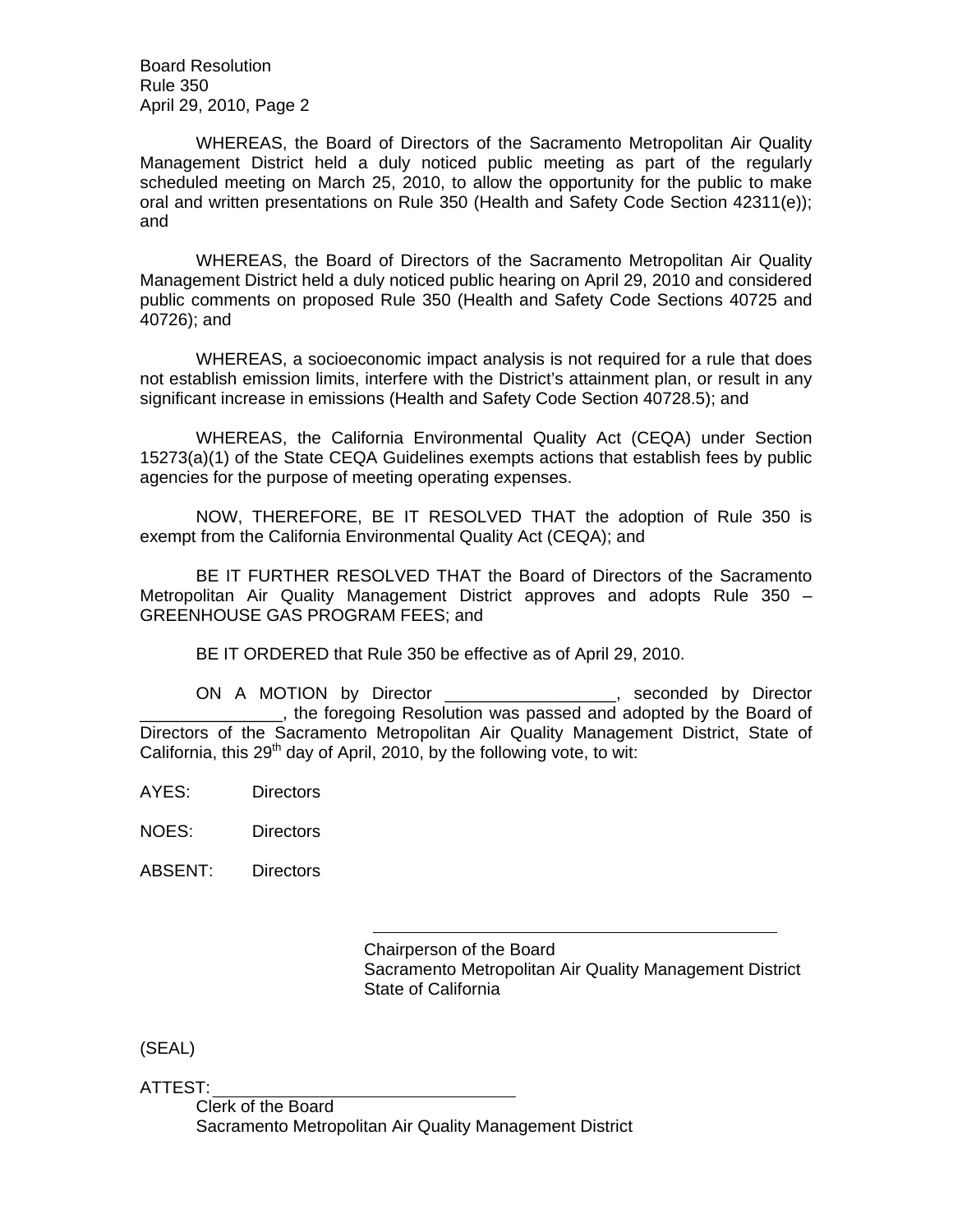WHEREAS, the Board of Directors of the Sacramento Metropolitan Air Quality Management District held a duly noticed public meeting as part of the regularly scheduled meeting on March 25, 2010, to allow the opportunity for the public to make oral and written presentations on Rule 350 (Health and Safety Code Section 42311(e)); and

WHEREAS, the Board of Directors of the Sacramento Metropolitan Air Quality Management District held a duly noticed public hearing on April 29, 2010 and considered public comments on proposed Rule 350 (Health and Safety Code Sections 40725 and 40726); and

WHEREAS, a socioeconomic impact analysis is not required for a rule that does not establish emission limits, interfere with the District's attainment plan, or result in any significant increase in emissions (Health and Safety Code Section 40728.5); and

WHEREAS, the California Environmental Quality Act (CEQA) under Section 15273(a)(1) of the State CEQA Guidelines exempts actions that establish fees by public agencies for the purpose of meeting operating expenses.

NOW, THEREFORE, BE IT RESOLVED THAT the adoption of Rule 350 is exempt from the California Environmental Quality Act (CEQA); and

BE IT FURTHER RESOLVED THAT the Board of Directors of the Sacramento Metropolitan Air Quality Management District approves and adopts Rule 350 – GREENHOUSE GAS PROGRAM FEES; and

BE IT ORDERED that Rule 350 be effective as of April 29, 2010.

ON A MOTION by Director __________________, seconded by Director _______________, the foregoing Resolution was passed and adopted by the Board of Directors of the Sacramento Metropolitan Air Quality Management District, State of California, this 29th day of April, 2010, by the following vote, to wit:

AYES: Directors

NOES: Directors

ABSENT: Directors

_____________________________________________

Chairperson of the Board
Sacramento Metropolitan Air Quality Management District
State of California

(SEAL)

ATTEST: _________________________________

Clerk of the Board
Sacramento Metropolitan Air Quality Management District